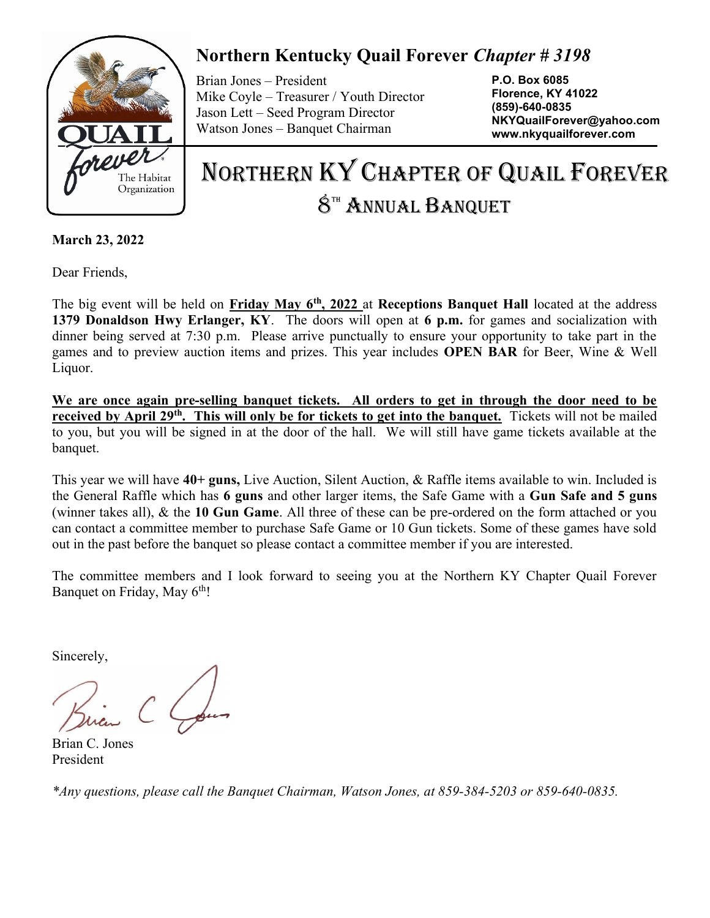# Northern Kentucky Quail Forever *Chapter # 3198*

Brian Jones – President
Mike Coyle – Treasurer / Youth Director
Jason Lett – Seed Program Director
Watson Jones – Banquet Chairman

**P.O. Box 6085**
**Florence, KY 41022**
**(859)-640-0835**
**NKYQuailForever@yahoo.com**
**www.nkyquailforever.com**

## Northern KY Chapter of Quail Forever
## 8th Annual Banquet

**March 23, 2022**

Dear Friends,

The big event will be held on **Friday May 6th, 2022** at **Receptions Banquet Hall** located at the address **1379 Donaldson Hwy Erlanger, KY**. The doors will open at **6 p.m.** for games and socialization with dinner being served at 7:30 p.m. Please arrive punctually to ensure your opportunity to take part in the games and to preview auction items and prizes. This year includes **OPEN BAR** for Beer, Wine & Well Liquor.

**We are once again pre-selling banquet tickets. All orders to get in through the door need to be received by April 29th. This will only be for tickets to get into the banquet.** Tickets will not be mailed to you, but you will be signed in at the door of the hall. We will still have game tickets available at the banquet.

This year we will have **40+ guns,** Live Auction, Silent Auction, & Raffle items available to win. Included is the General Raffle which has **6 guns** and other larger items, the Safe Game with a **Gun Safe and 5 guns** (winner takes all), & the **10 Gun Game**. All three of these can be pre-ordered on the form attached or you can contact a committee member to purchase Safe Game or 10 Gun tickets. Some of these games have sold out in the past before the banquet so please contact a committee member if you are interested.

The committee members and I look forward to seeing you at the Northern KY Chapter Quail Forever Banquet on Friday, May 6th!

Sincerely,

Brian C. Jones
President

*\*Any questions, please call the Banquet Chairman, Watson Jones, at 859-384-5203 or 859-640-0835.*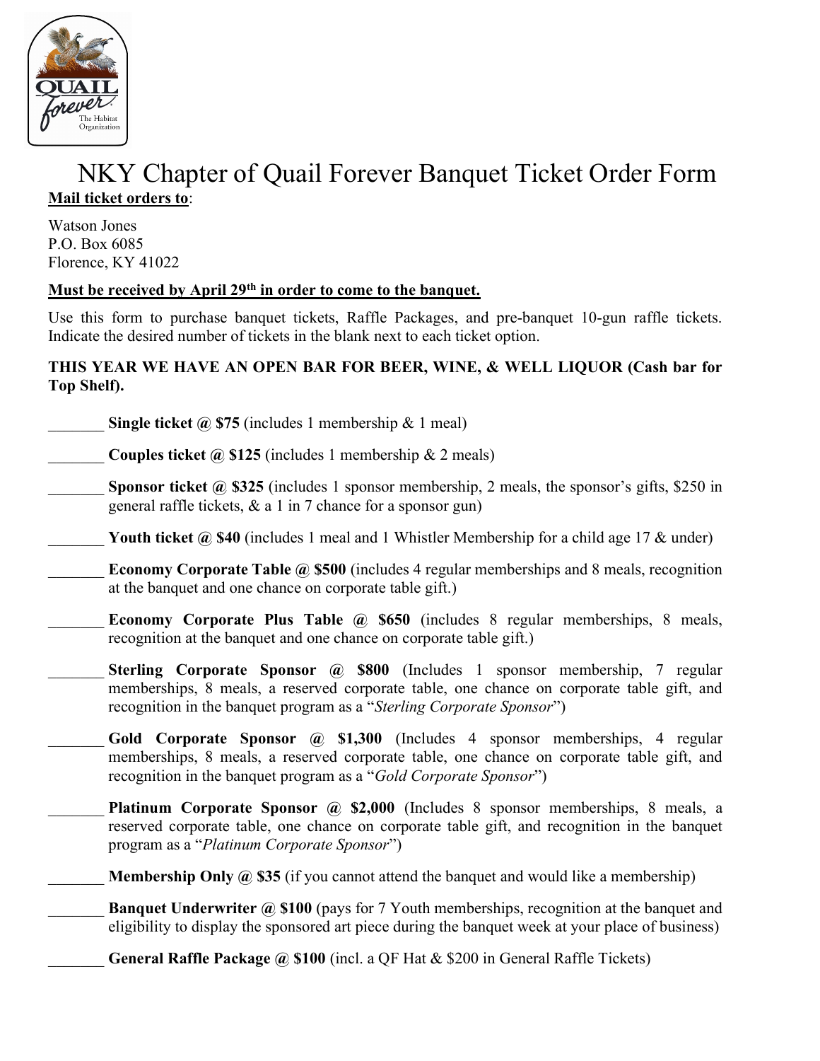# NKY Chapter of Quail Forever Banquet Ticket Order Form

**Mail ticket orders to**:

Watson Jones
P.O. Box 6085
Florence, KY 41022

**Must be received by April 29th in order to come to the banquet.**

Use this form to purchase banquet tickets, Raffle Packages, and pre-banquet 10-gun raffle tickets. Indicate the desired number of tickets in the blank next to each ticket option.

**THIS YEAR WE HAVE AN OPEN BAR FOR BEER, WINE, & WELL LIQUOR (Cash bar for Top Shelf).**

_______ **Single ticket @ $75** (includes 1 membership & 1 meal)

_______ **Couples ticket @ $125** (includes 1 membership & 2 meals)

_______ **Sponsor ticket @ $325** (includes 1 sponsor membership, 2 meals, the sponsor's gifts, $250 in general raffle tickets, & a 1 in 7 chance for a sponsor gun)

_______ **Youth ticket @ $40** (includes 1 meal and 1 Whistler Membership for a child age 17 & under)

_______ **Economy Corporate Table @ $500** (includes 4 regular memberships and 8 meals, recognition at the banquet and one chance on corporate table gift.)

_______ **Economy Corporate Plus Table @ $650** (includes 8 regular memberships, 8 meals, recognition at the banquet and one chance on corporate table gift.)

_______ **Sterling Corporate Sponsor @ $800** (Includes 1 sponsor membership, 7 regular memberships, 8 meals, a reserved corporate table, one chance on corporate table gift, and recognition in the banquet program as a "*Sterling Corporate Sponsor*")

_______ **Gold Corporate Sponsor @ $1,300** (Includes 4 sponsor memberships, 4 regular memberships, 8 meals, a reserved corporate table, one chance on corporate table gift, and recognition in the banquet program as a "*Gold Corporate Sponsor*")

_______ **Platinum Corporate Sponsor @ $2,000** (Includes 8 sponsor memberships, 8 meals, a reserved corporate table, one chance on corporate table gift, and recognition in the banquet program as a "*Platinum Corporate Sponsor*")

_______ **Membership Only @ $35** (if you cannot attend the banquet and would like a membership)

_______ **Banquet Underwriter @ $100** (pays for 7 Youth memberships, recognition at the banquet and eligibility to display the sponsored art piece during the banquet week at your place of business)

_______ **General Raffle Package @ $100** (incl. a QF Hat & $200 in General Raffle Tickets)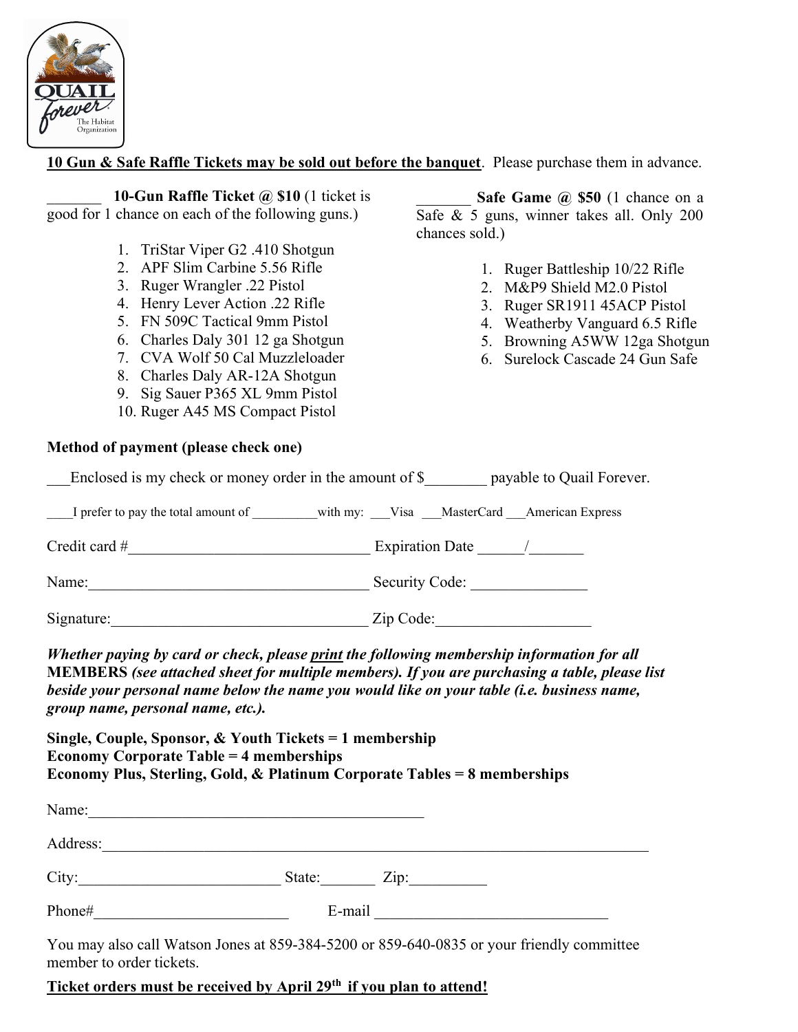**10 Gun & Safe Raffle Tickets may be sold out before the banquet**. Please purchase them in advance.

_______ **10-Gun Raffle Ticket @ $10** (1 ticket is good for 1 chance on each of the following guns.)

1. TriStar Viper G2 .410 Shotgun
2. APF Slim Carbine 5.56 Rifle
3. Ruger Wrangler .22 Pistol
4. Henry Lever Action .22 Rifle
5. FN 509C Tactical 9mm Pistol
6. Charles Daly 301 12 ga Shotgun
7. CVA Wolf 50 Cal Muzzleloader
8. Charles Daly AR-12A Shotgun
9. Sig Sauer P365 XL 9mm Pistol
10. Ruger A45 MS Compact Pistol

_______ **Safe Game @ $50** (1 chance on a Safe & 5 guns, winner takes all. Only 200 chances sold.)

1. Ruger Battleship 10/22 Rifle
2. M&P9 Shield M2.0 Pistol
3. Ruger SR1911 45ACP Pistol
4. Weatherby Vanguard 6.5 Rifle
5. Browning A5WW 12ga Shotgun
6. Surelock Cascade 24 Gun Safe

**Method of payment (please check one)**

___Enclosed is my check or money order in the amount of $________ payable to Quail Forever.

____I prefer to pay the total amount of __________with my: ___Visa ___MasterCard ___American Express

Credit card #________________________________ Expiration Date ______/_______

Name:_____________________________________ Security Code: _______________

Signature:__________________________________ Zip Code:____________________

***Whether paying by card or check, please <u>print</u> the following membership information for all* MEMBERS *(see attached sheet for multiple members). If you are purchasing a table, please list beside your personal name below the name you would like on your table (i.e. business name, group name, personal name, etc.).***

**Single, Couple, Sponsor, & Youth Tickets = 1 membership**
**Economy Corporate Table = 4 memberships**
**Economy Plus, Sterling, Gold, & Platinum Corporate Tables = 8 memberships**

Name:____________________________________________

Address:__________________________________________________________________________

City:__________________________ State:_______ Zip:__________

Phone#_________________________ E-mail _______________________________

You may also call Watson Jones at 859-384-5200 or 859-640-0835 or your friendly committee member to order tickets.

**<u>Ticket orders must be received by April 29th if you plan to attend!</u>**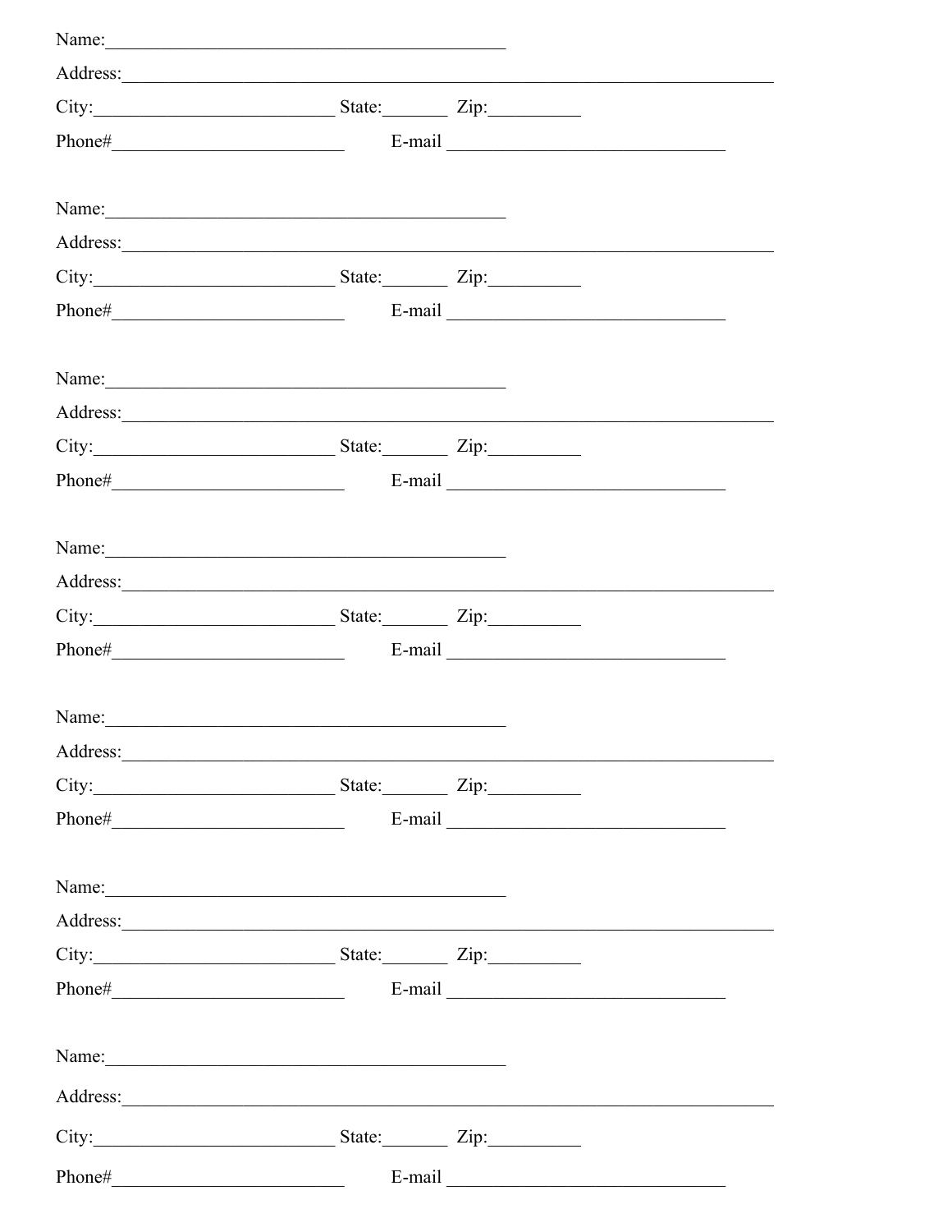Name:____________________________________________

Address:________________________________________________________________________

City:__________________________ State:_______ Zip:__________

Phone#_________________________ E-mail ______________________________

Name:____________________________________________

Address:________________________________________________________________________

City:__________________________ State:_______ Zip:__________

Phone#_________________________ E-mail ______________________________

Name:____________________________________________

Address:________________________________________________________________________

City:__________________________ State:_______ Zip:__________

Phone#_________________________ E-mail ______________________________

Name:____________________________________________

Address:________________________________________________________________________

City:__________________________ State:_______ Zip:__________

Phone#_________________________ E-mail ______________________________

Name:____________________________________________

Address:________________________________________________________________________

City:__________________________ State:_______ Zip:__________

Phone#_________________________ E-mail ______________________________

Name:____________________________________________

Address:________________________________________________________________________

City:__________________________ State:_______ Zip:__________

Phone#_________________________ E-mail ______________________________

Name:____________________________________________

Address:________________________________________________________________________

City:__________________________ State:_______ Zip:__________

Phone#_________________________ E-mail ______________________________